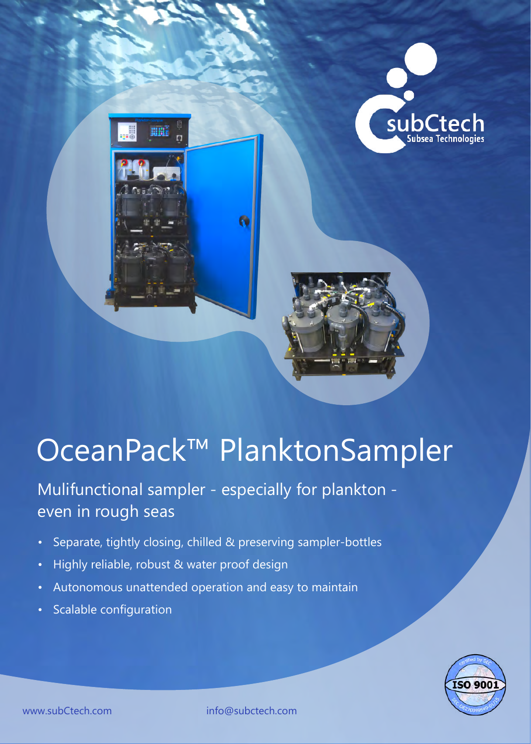subCtech
Subsea Technologies

# OceanPack™ PlanktonSampler

## Mulifunctional sampler - especially for plankton - even in rough seas

- Separate, tightly closing, chilled & preserving sampler-bottles
- Highly reliable, robust & water proof design
- Autonomous unattended operation and easy to maintain
- Scalable configuration

www.subCtech.com info@subctech.com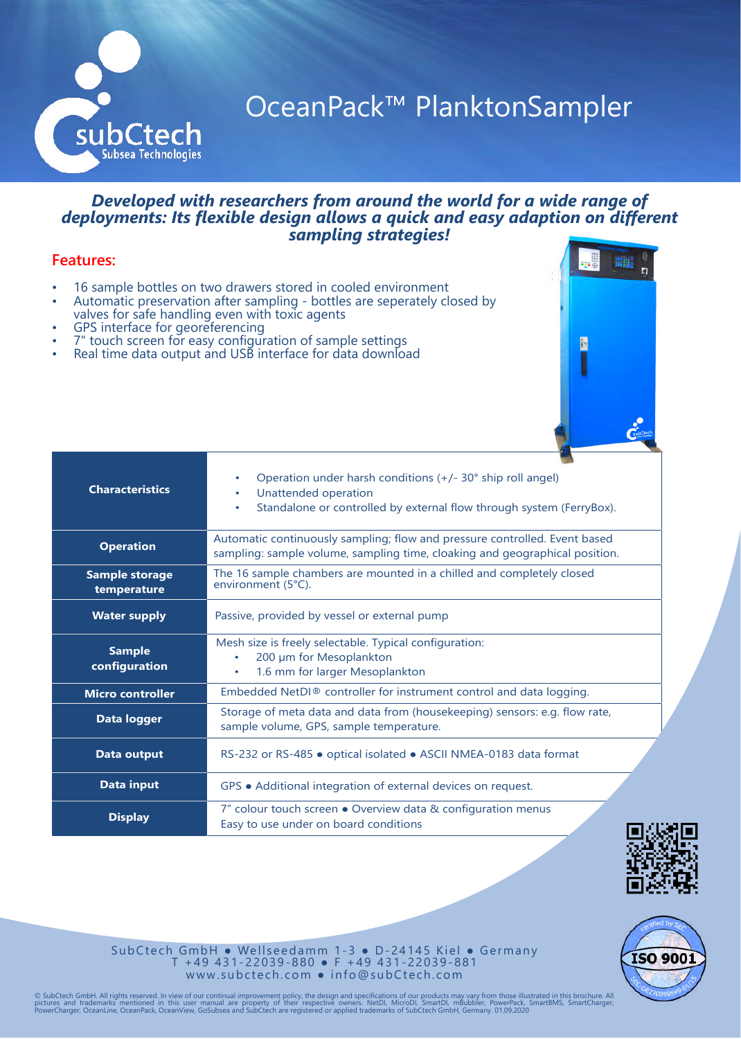# OceanPack™ PlanktonSampler

***Developed with researchers from around the world for a wide range of deployments: Its flexible design allows a quick and easy adaption on different sampling strategies!***

## Features:

- 16 sample bottles on two drawers stored in cooled environment
- Automatic preservation after sampling - bottles are seperately closed by valves for safe handling even with toxic agents
- GPS interface for georeferencing
- 7" touch screen for easy configuration of sample settings
- Real time data output and USB interface for data download

| | |
|---|---|
| **Characteristics** | • Operation under harsh conditions (+/- 30° ship roll angel)<br>• Unattended operation<br>• Standalone or controlled by external flow through system (FerryBox). |
| **Operation** | Automatic continuously sampling; flow and pressure controlled. Event based sampling: sample volume, sampling time, cloaking and geographical position. |
| **Sample storage temperature** | The 16 sample chambers are mounted in a chilled and completely closed environment (5°C). |
| **Water supply** | Passive, provided by vessel or external pump |
| **Sample configuration** | Mesh size is freely selectable. Typical configuration:<br>• 200 µm for Mesoplankton<br>• 1.6 mm for larger Mesoplankton |
| **Micro controller** | Embedded NetDI® controller for instrument control and data logging. |
| **Data logger** | Storage of meta data and data from (housekeeping) sensors: e.g. flow rate, sample volume, GPS, sample temperature. |
| **Data output** | RS-232 or RS-485 ● optical isolated ● ASCII NMEA-0183 data format |
| **Data input** | GPS ● Additional integration of external devices on request. |
| **Display** | 7" colour touch screen ● Overview data & configuration menus<br>Easy to use under on board conditions |

SubCtech GmbH ● Wellseedamm 1-3 ● D-24145 Kiel ● Germany
T +49 431-22039-880 ● F +49 431-22039-881
www.subctech.com ● info@subCtech.com

© SubCtech GmbH. All rights reserved. In view of our continual improvement policy, the design and specifications of our products may vary from those illustrated in this brochure. All pictures and trademarks mentioned in this user manual are property of their respective owners. NetDI, MicroDI, SmartDI, mBubbler, PowerPack, SmartBMS, SmartCharger, PowerCharger, OceanLine, OceanPack, OceanView, GoSubsea and SubCtech are registered or applied trademarks of SubCtech GmbH, Germany. 01.09.2020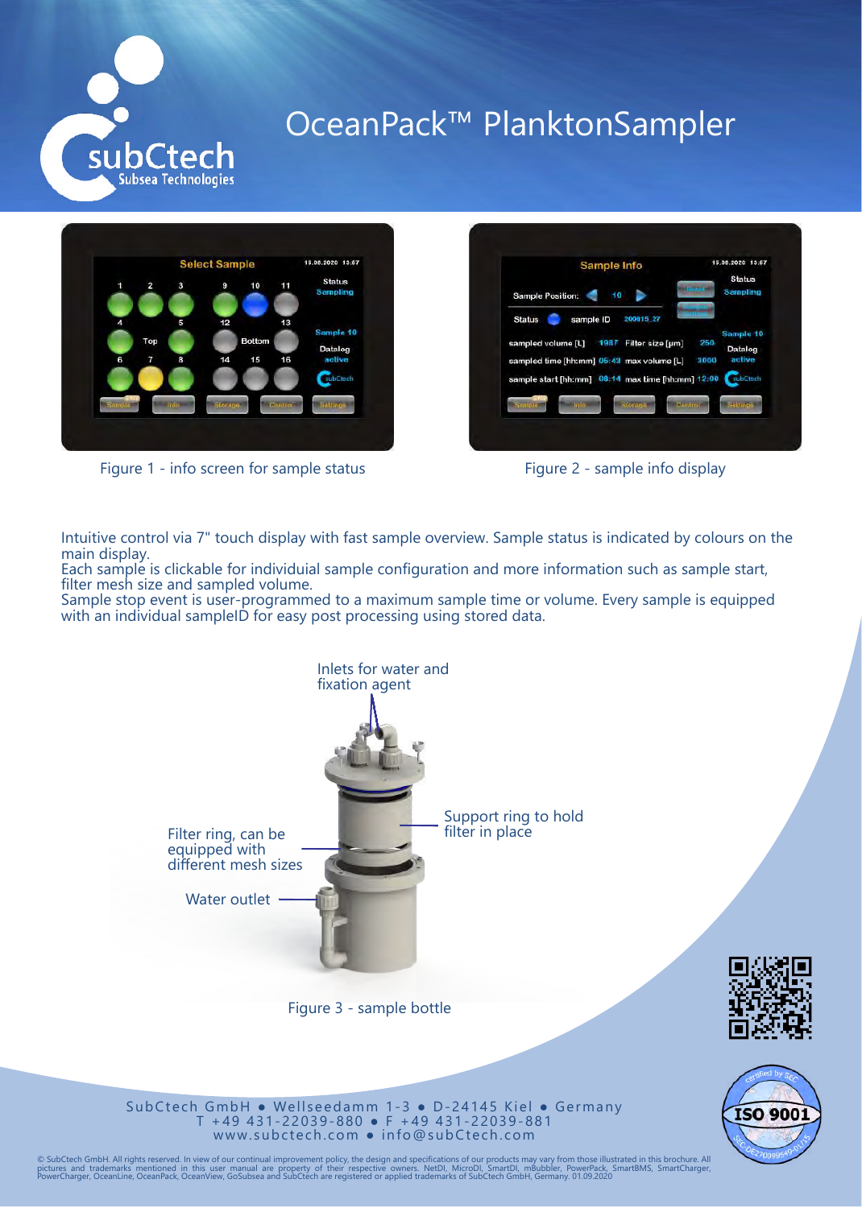# OceanPack™ PlanktonSampler

Figure 1 - info screen for sample status

Figure 2 - sample info display

Intuitive control via 7" touch display with fast sample overview. Sample status is indicated by colours on the main display.
Each sample is clickable for individiual sample configuration and more information such as sample start, filter mesh size and sampled volume.
Sample stop event is user-programmed to a maximum sample time or volume. Every sample is equipped with an individual sampleID for easy post processing using stored data.

Inlets for water and fixation agent

Support ring to hold filter in place

Filter ring, can be equipped with different mesh sizes

Water outlet

Figure 3 - sample bottle

SubCtech GmbH • Wellseedamm 1-3 • D-24145 Kiel • Germany
T +49 431-22039-880 • F +49 431-22039-881
www.subctech.com • info@subCtech.com

© SubCtech GmbH. All rights reserved. In view of our continual improvement policy, the design and specifications of our products may vary from those illustrated in this brochure. All pictures and trademarks mentioned in this user manual are property of their respective owners. NetDI, MicroDI, SmartDI, mBubbler, PowerPack, SmartBMS, SmartCharger, PowerCharger, OceanLine, OceanPack, OceanView, GoSubsea and SubCtech are registered or applied trademarks of SubCtech GmbH, Germany. 01.09.2020